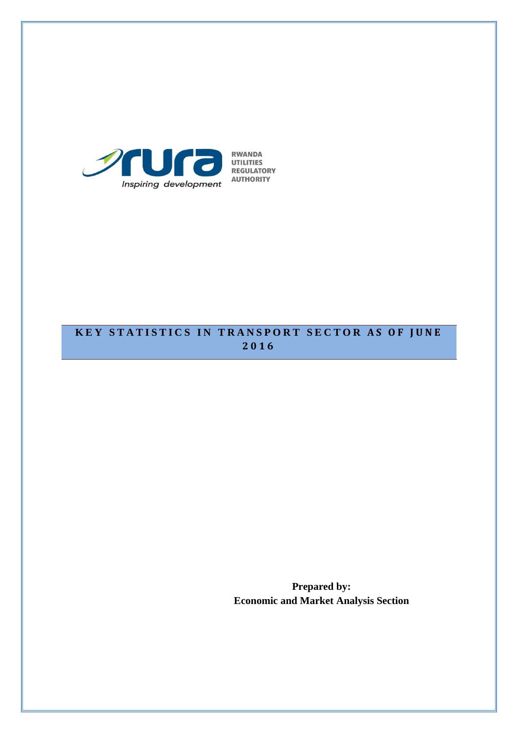RWANDA
UTILITIES
REGULATORY
AUTHORITY

*Inspiring development*

# KEY STATISTICS IN TRANSPORT SECTOR AS OF JUNE 2016

**Prepared by:**
**Economic and Market Analysis Section**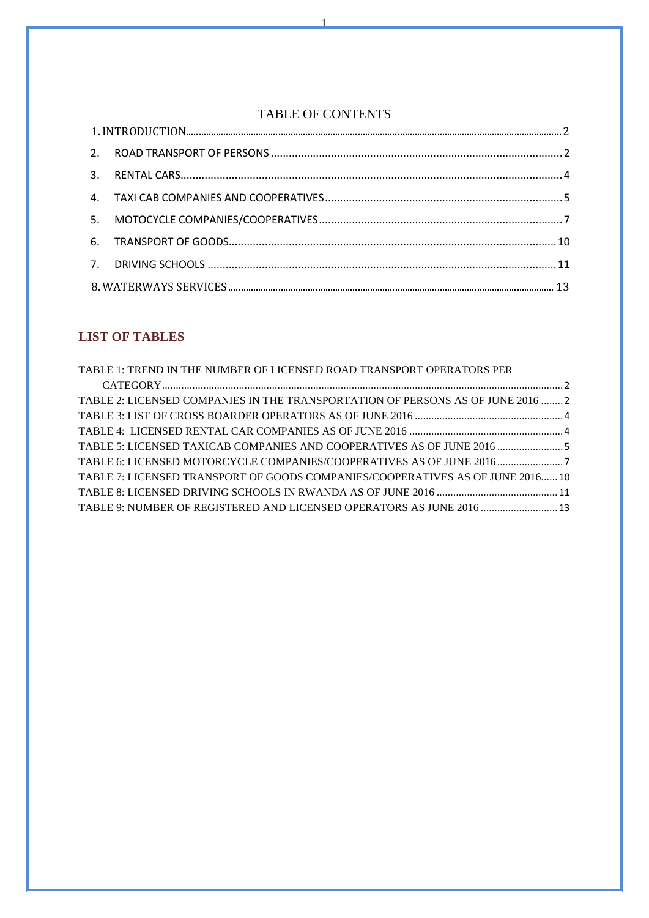# TABLE OF CONTENTS

1. INTRODUCTION ..... 2
2. ROAD TRANSPORT OF PERSONS ..... 2
3. RENTAL CARS ..... 4
4. TAXI CAB COMPANIES AND COOPERATIVES ..... 5
5. MOTOCYCLE COMPANIES/COOPERATIVES ..... 7
6. TRANSPORT OF GOODS ..... 10
7. DRIVING SCHOOLS ..... 11
8. WATERWAYS SERVICES ..... 13

## LIST OF TABLES

TABLE 1: TREND IN THE NUMBER OF LICENSED ROAD TRANSPORT OPERATORS PER CATEGORY ..... 2
TABLE 2: LICENSED COMPANIES IN THE TRANSPORTATION OF PERSONS AS OF JUNE 2016 ..... 2
TABLE 3: LIST OF CROSS BOARDER OPERATORS AS OF JUNE 2016 ..... 4
TABLE 4: LICENSED RENTAL CAR COMPANIES AS OF JUNE 2016 ..... 4
TABLE 5: LICENSED TAXICAB COMPANIES AND COOPERATIVES AS OF JUNE 2016 ..... 5
TABLE 6: LICENSED MOTORCYCLE COMPANIES/COOPERATIVES AS OF JUNE 2016 ..... 7
TABLE 7: LICENSED TRANSPORT OF GOODS COMPANIES/COOPERATIVES AS OF JUNE 2016 ..... 10
TABLE 8: LICENSED DRIVING SCHOOLS IN RWANDA AS OF JUNE 2016 ..... 11
TABLE 9: NUMBER OF REGISTERED AND LICENSED OPERATORS AS JUNE 2016 ..... 13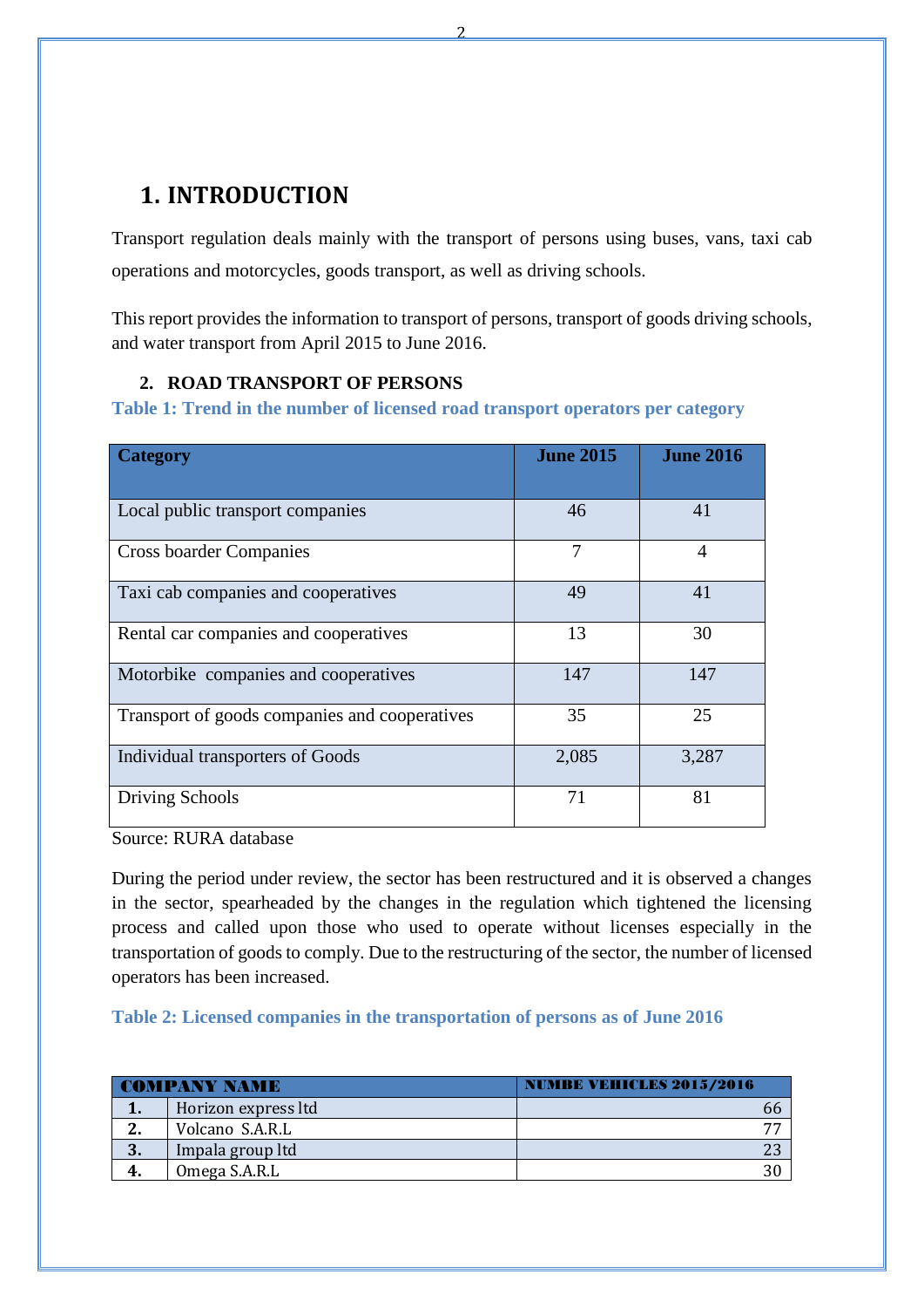# 1. INTRODUCTION

Transport regulation deals mainly with the transport of persons using buses, vans, taxi cab operations and motorcycles, goods transport, as well as driving schools.

This report provides the information to transport of persons, transport of goods driving schools, and water transport from April 2015 to June 2016.

## 2. ROAD TRANSPORT OF PERSONS

**Table 1: Trend in the number of licensed road transport operators per category**

| Category | June 2015 | June 2016 |
|---|---|---|
| Local public transport companies | 46 | 41 |
| Cross boarder Companies | 7 | 4 |
| Taxi cab companies and cooperatives | 49 | 41 |
| Rental car companies and cooperatives | 13 | 30 |
| Motorbike companies and cooperatives | 147 | 147 |
| Transport of goods companies and cooperatives | 35 | 25 |
| Individual transporters of Goods | 2,085 | 3,287 |
| Driving Schools | 71 | 81 |

Source: RURA database

During the period under review, the sector has been restructured and it is observed a changes in the sector, spearheaded by the changes in the regulation which tightened the licensing process and called upon those who used to operate without licenses especially in the transportation of goods to comply. Due to the restructuring of the sector, the number of licensed operators has been increased.

**Table 2: Licensed companies in the transportation of persons as of June 2016**

| COMPANY NAME | | NUMBE VEHICLES 2015/2016 |
|---|---|---|
| 1. | Horizon express ltd | 66 |
| 2. | Volcano S.A.R.L | 77 |
| 3. | Impala group ltd | 23 |
| 4. | Omega S.A.R.L | 30 |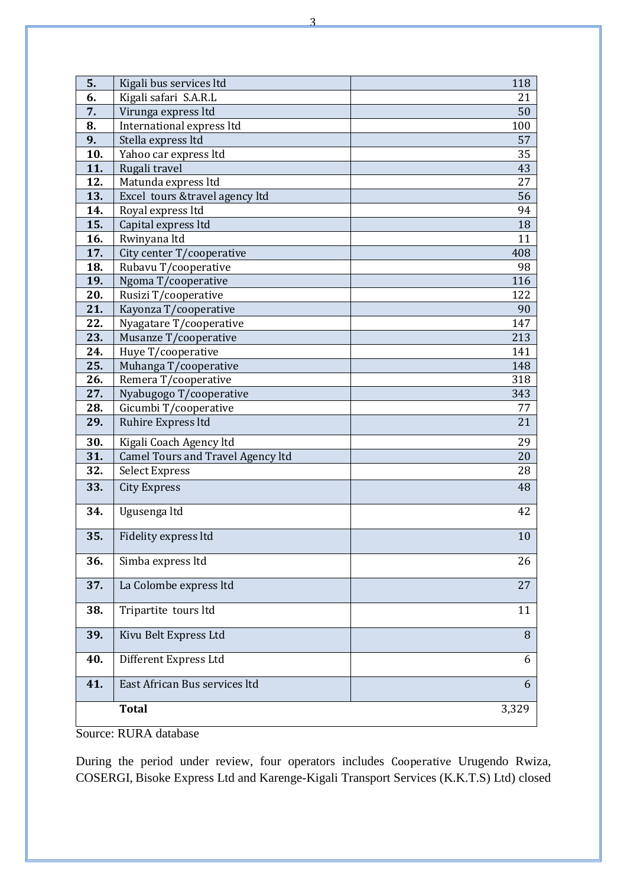| | | |
|---|---|---|
| **5.** | Kigali bus services ltd | 118 |
| **6.** | Kigali safari S.A.R.L | 21 |
| **7.** | Virunga express ltd | 50 |
| **8.** | International express ltd | 100 |
| **9.** | Stella express ltd | 57 |
| **10.** | Yahoo car express ltd | 35 |
| **11.** | Rugali travel | 43 |
| **12.** | Matunda express ltd | 27 |
| **13.** | Excel tours &travel agency ltd | 56 |
| **14.** | Royal express ltd | 94 |
| **15.** | Capital express ltd | 18 |
| **16.** | Rwinyana ltd | 11 |
| **17.** | City center T/cooperative | 408 |
| **18.** | Rubavu T/cooperative | 98 |
| **19.** | Ngoma T/cooperative | 116 |
| **20.** | Rusizi T/cooperative | 122 |
| **21.** | Kayonza T/cooperative | 90 |
| **22.** | Nyagatare T/cooperative | 147 |
| **23.** | Musanze T/cooperative | 213 |
| **24.** | Huye T/cooperative | 141 |
| **25.** | Muhanga T/cooperative | 148 |
| **26.** | Remera T/cooperative | 318 |
| **27.** | Nyabugogo T/cooperative | 343 |
| **28.** | Gicumbi T/cooperative | 77 |
| **29.** | Ruhire Express ltd | 21 |
| **30.** | Kigali Coach Agency ltd | 29 |
| **31.** | Camel Tours and Travel Agency ltd | 20 |
| **32.** | Select Express | 28 |
| **33.** | City Express | 48 |
| **34.** | Ugusenga ltd | 42 |
| **35.** | Fidelity express ltd | 10 |
| **36.** | Simba express ltd | 26 |
| **37.** | La Colombe express ltd | 27 |
| **38.** | Tripartite tours ltd | 11 |
| **39.** | Kivu Belt Express Ltd | 8 |
| **40.** | Different Express Ltd | 6 |
| **41.** | East African Bus services ltd | 6 |
| | **Total** | 3,329 |

Source: RURA database

During the period under review, four operators includes Cooperative Urugendo Rwiza, COSERGI, Bisoke Express Ltd and Karenge-Kigali Transport Services (K.K.T.S) Ltd) closed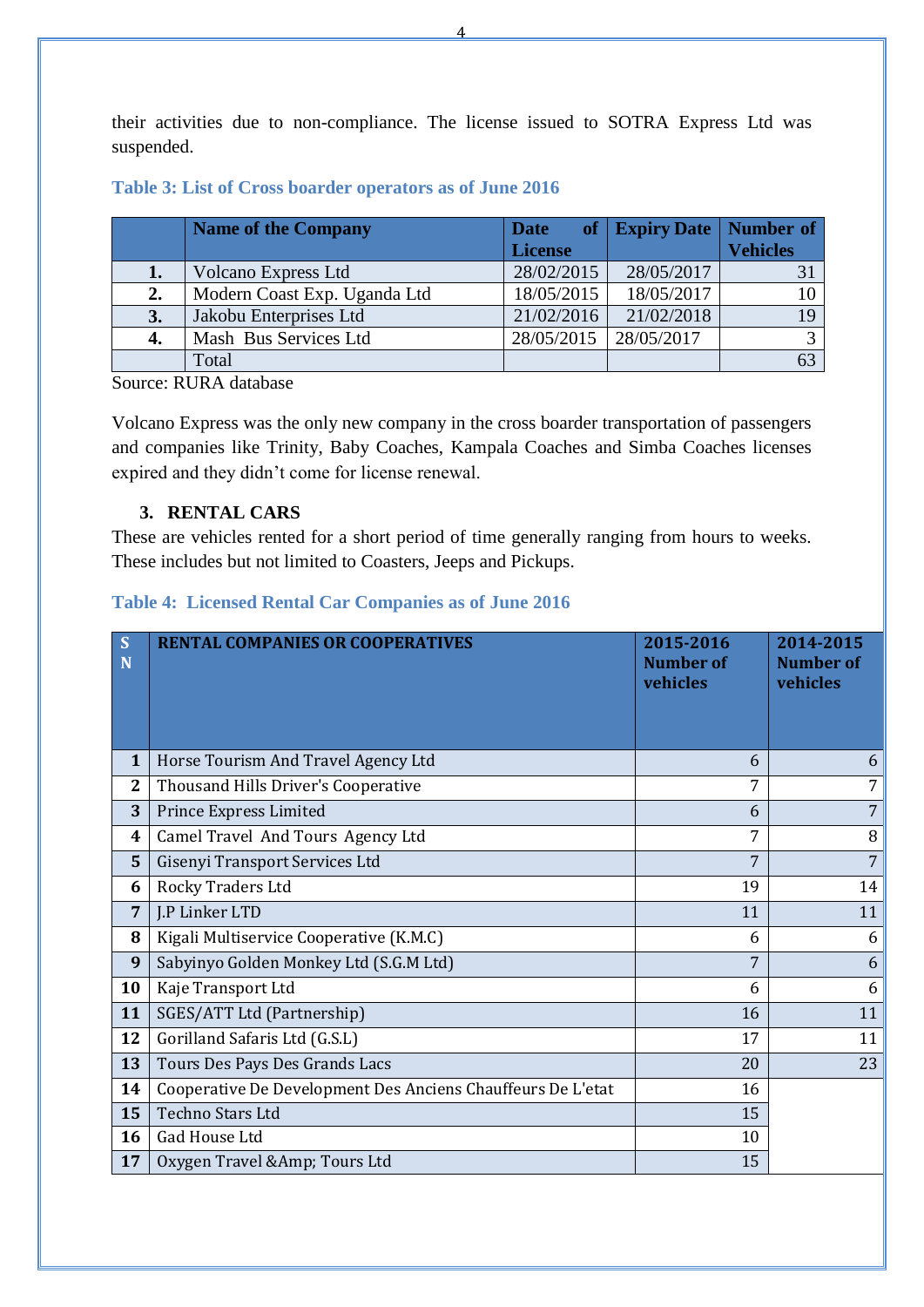their activities due to non-compliance. The license issued to SOTRA Express Ltd was suspended.

**Table 3: List of Cross boarder operators as of June 2016**

| | Name of the Company | Date of License | Expiry Date | Number of Vehicles |
|---|---|---|---|---|
| **1.** | Volcano Express Ltd | 28/02/2015 | 28/05/2017 | 31 |
| **2.** | Modern Coast Exp. Uganda Ltd | 18/05/2015 | 18/05/2017 | 10 |
| **3.** | Jakobu Enterprises Ltd | 21/02/2016 | 21/02/2018 | 19 |
| **4.** | Mash Bus Services Ltd | 28/05/2015 | 28/05/2017 | 3 |
| | Total | | | 63 |

Source: RURA database

Volcano Express was the only new company in the cross boarder transportation of passengers and companies like Trinity, Baby Coaches, Kampala Coaches and Simba Coaches licenses expired and they didn't come for license renewal.

## 3. RENTAL CARS

These are vehicles rented for a short period of time generally ranging from hours to weeks. These includes but not limited to Coasters, Jeeps and Pickups.

**Table 4: Licensed Rental Car Companies as of June 2016**

| SN | RENTAL COMPANIES OR COOPERATIVES | 2015-2016 Number of vehicles | 2014-2015 Number of vehicles |
|---|---|---|---|
| 1 | Horse Tourism And Travel Agency Ltd | 6 | 6 |
| 2 | Thousand Hills Driver's Cooperative | 7 | 7 |
| 3 | Prince Express Limited | 6 | 7 |
| 4 | Camel Travel And Tours Agency Ltd | 7 | 8 |
| 5 | Gisenyi Transport Services Ltd | 7 | 7 |
| 6 | Rocky Traders Ltd | 19 | 14 |
| 7 | J.P Linker LTD | 11 | 11 |
| 8 | Kigali Multiservice Cooperative (K.M.C) | 6 | 6 |
| 9 | Sabyinyo Golden Monkey Ltd (S.G.M Ltd) | 7 | 6 |
| 10 | Kaje Transport Ltd | 6 | 6 |
| 11 | SGES/ATT Ltd (Partnership) | 16 | 11 |
| 12 | Gorilland Safaris Ltd (G.S.L) | 17 | 11 |
| 13 | Tours Des Pays Des Grands Lacs | 20 | 23 |
| 14 | Cooperative De Development Des Anciens Chauffeurs De L'etat | 16 | |
| 15 | Techno Stars Ltd | 15 | |
| 16 | Gad House Ltd | 10 | |
| 17 | Oxygen Travel &Amp; Tours Ltd | 15 | |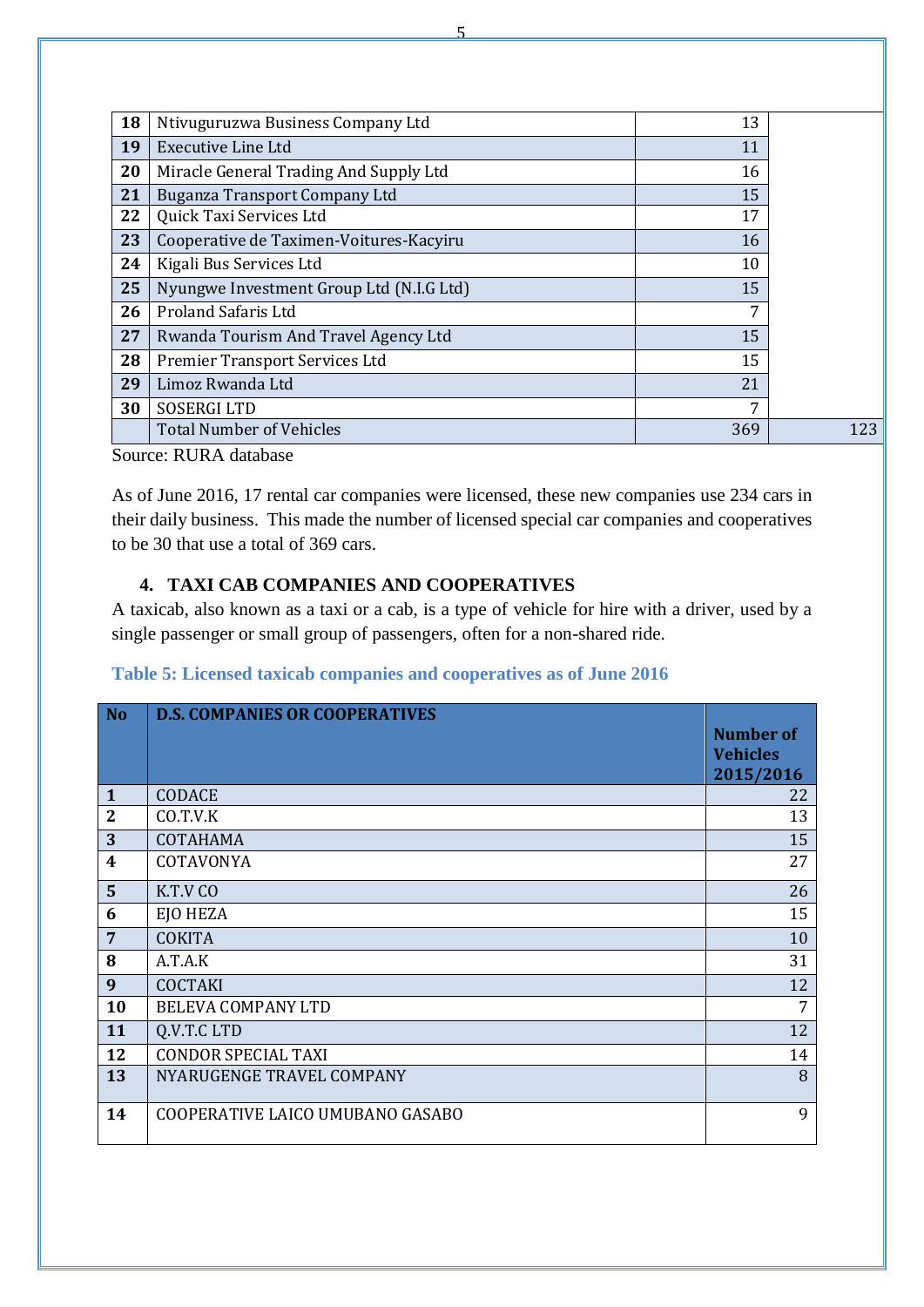| 18 | Ntivuguruzwa Business Company Ltd | 13 | |
|---|---|---|---|
| 19 | Executive Line Ltd | 11 | |
| 20 | Miracle General Trading And Supply Ltd | 16 | |
| 21 | Buganza Transport Company Ltd | 15 | |
| 22 | Quick Taxi Services Ltd | 17 | |
| 23 | Cooperative de Taximen-Voitures-Kacyiru | 16 | |
| 24 | Kigali Bus Services Ltd | 10 | |
| 25 | Nyungwe Investment Group Ltd (N.I.G Ltd) | 15 | |
| 26 | Proland Safaris Ltd | 7 | |
| 27 | Rwanda Tourism And Travel Agency Ltd | 15 | |
| 28 | Premier Transport Services Ltd | 15 | |
| 29 | Limoz Rwanda Ltd | 21 | |
| 30 | SOSERGI LTD | 7 | |
| | Total Number of Vehicles | 369 | 123 |

Source: RURA database

As of June 2016, 17 rental car companies were licensed, these new companies use 234 cars in their daily business. This made the number of licensed special car companies and cooperatives to be 30 that use a total of 369 cars.

## 4. TAXI CAB COMPANIES AND COOPERATIVES

A taxicab, also known as a taxi or a cab, is a type of vehicle for hire with a driver, used by a single passenger or small group of passengers, often for a non-shared ride.

**Table 5: Licensed taxicab companies and cooperatives as of June 2016**

| No | D.S. COMPANIES OR COOPERATIVES | Number of Vehicles 2015/2016 |
|---|---|---|
| 1 | CODACE | 22 |
| 2 | CO.T.V.K | 13 |
| 3 | COTAHAMA | 15 |
| 4 | COTAVONYA | 27 |
| 5 | K.T.V CO | 26 |
| 6 | EJO HEZA | 15 |
| 7 | COKITA | 10 |
| 8 | A.T.A.K | 31 |
| 9 | COCTAKI | 12 |
| 10 | BELEVA COMPANY LTD | 7 |
| 11 | Q.V.T.C LTD | 12 |
| 12 | CONDOR SPECIAL TAXI | 14 |
| 13 | NYARUGENGE TRAVEL COMPANY | 8 |
| 14 | COOPERATIVE LAICO UMUBANO GASABO | 9 |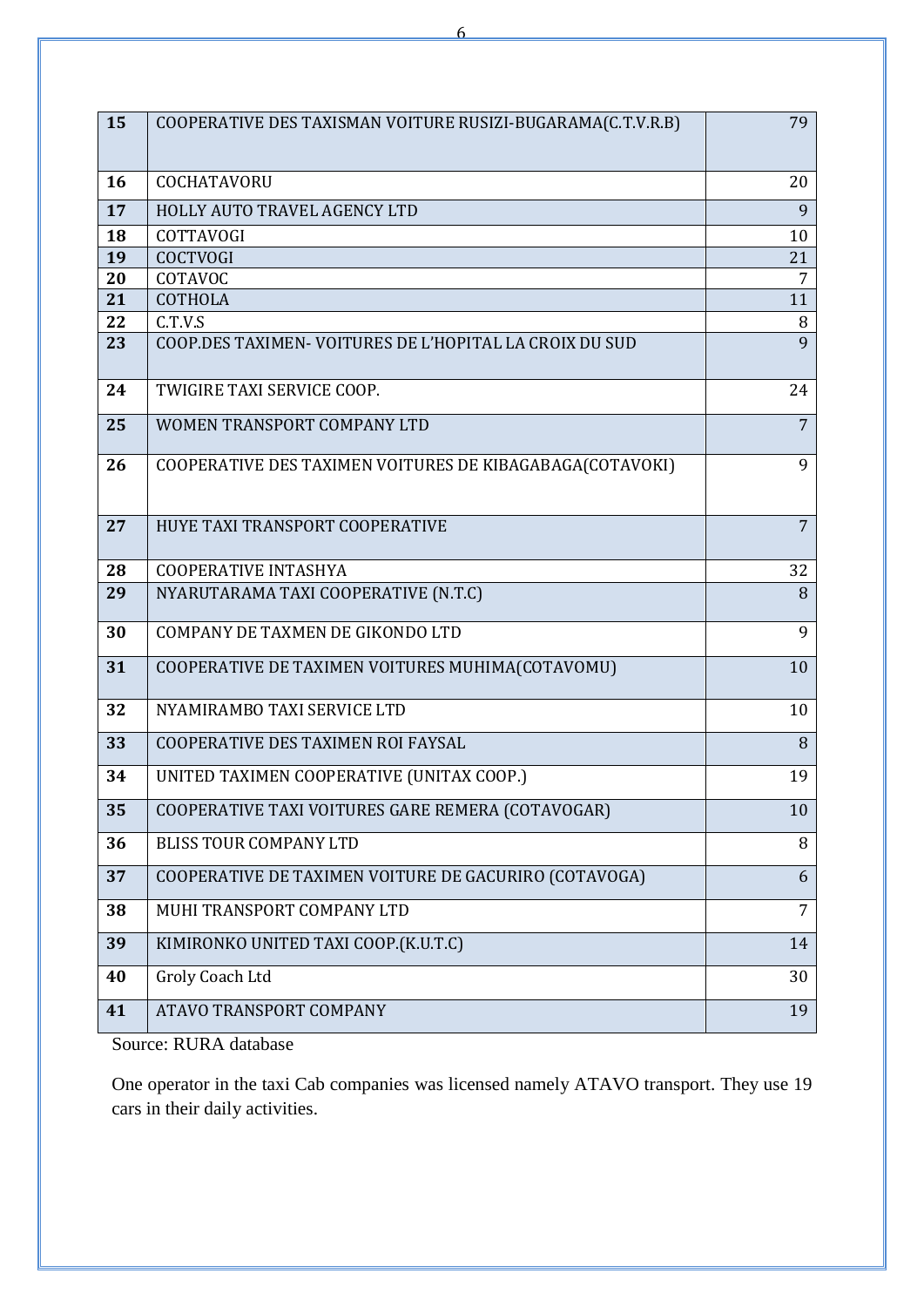| | | |
|---|---|---|
| **15** | COOPERATIVE DES TAXISMAN VOITURE RUSIZI-BUGARAMA(C.T.V.R.B) | 79 |
| **16** | COCHATAVORU | 20 |
| **17** | HOLLY AUTO TRAVEL AGENCY LTD | 9 |
| **18** | COTTAVOGI | 10 |
| **19** | COCTVOGI | 21 |
| **20** | COTAVOC | 7 |
| **21** | COTHOLA | 11 |
| **22** | C.T.V.S | 8 |
| **23** | COOP.DES TAXIMEN- VOITURES DE L'HOPITAL LA CROIX DU SUD | 9 |
| **24** | TWIGIRE TAXI SERVICE COOP. | 24 |
| **25** | WOMEN TRANSPORT COMPANY LTD | 7 |
| **26** | COOPERATIVE DES TAXIMEN VOITURES DE KIBAGABAGA(COTAVOKI) | 9 |
| **27** | HUYE TAXI TRANSPORT COOPERATIVE | 7 |
| **28** | COOPERATIVE INTASHYA | 32 |
| **29** | NYARUTARAMA TAXI COOPERATIVE (N.T.C) | 8 |
| **30** | COMPANY DE TAXMEN DE GIKONDO LTD | 9 |
| **31** | COOPERATIVE DE TAXIMEN VOITURES MUHIMA(COTAVOMU) | 10 |
| **32** | NYAMIRAMBO TAXI SERVICE LTD | 10 |
| **33** | COOPERATIVE DES TAXIMEN ROI FAYSAL | 8 |
| **34** | UNITED TAXIMEN COOPERATIVE (UNITAX COOP.) | 19 |
| **35** | COOPERATIVE TAXI VOITURES GARE REMERA (COTAVOGAR) | 10 |
| **36** | BLISS TOUR COMPANY LTD | 8 |
| **37** | COOPERATIVE DE TAXIMEN VOITURE DE GACURIRO (COTAVOGA) | 6 |
| **38** | MUHI TRANSPORT COMPANY LTD | 7 |
| **39** | KIMIRONKO UNITED TAXI COOP.(K.U.T.C) | 14 |
| **40** | Groly Coach Ltd | 30 |
| **41** | ATAVO TRANSPORT COMPANY | 19 |

Source: RURA database

One operator in the taxi Cab companies was licensed namely ATAVO transport. They use 19 cars in their daily activities.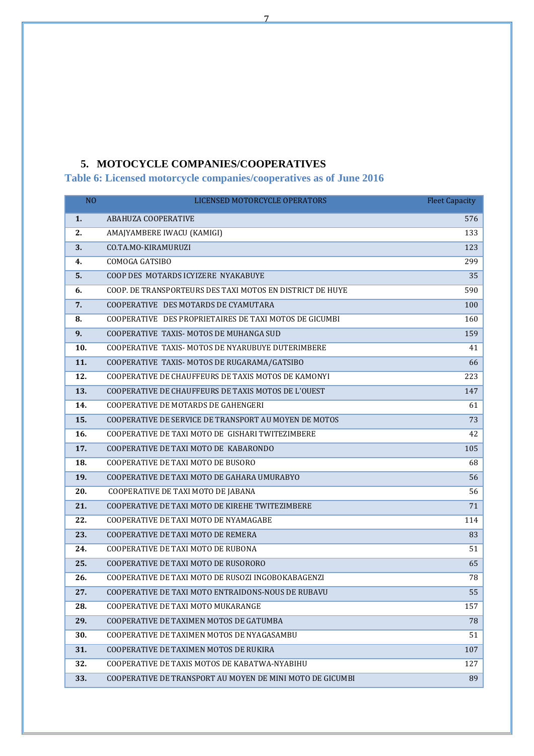## 5. MOTOCYCLE COMPANIES/COOPERATIVES

### Table 6: Licensed motorcycle companies/cooperatives as of June 2016

| NO | LICENSED MOTORCYCLE OPERATORS | Fleet Capacity |
|---|---|---|
| **1.** | ABAHUZA COOPERATIVE | 576 |
| **2.** | AMAJYAMBERE IWACU (KAMIGI) | 133 |
| **3.** | CO.TA.MO-KIRAMURUZI | 123 |
| **4.** | COMOGA GATSIBO | 299 |
| **5.** | COOP DES MOTARDS ICYIZERE NYAKABUYE | 35 |
| **6.** | COOP. DE TRANSPORTEURS DES TAXI MOTOS EN DISTRICT DE HUYE | 590 |
| **7.** | COOPERATIVE DES MOTARDS DE CYAMUTARA | 100 |
| **8.** | COOPERATIVE DES PROPRIETAIRES DE TAXI MOTOS DE GICUMBI | 160 |
| **9.** | COOPERATIVE TAXIS- MOTOS DE MUHANGA SUD | 159 |
| **10.** | COOPERATIVE TAXIS- MOTOS DE NYARUBUYE DUTERIMBERE | 41 |
| **11.** | COOPERATIVE TAXIS- MOTOS DE RUGARAMA/GATSIBO | 66 |
| **12.** | COOPERATIVE DE CHAUFFEURS DE TAXIS MOTOS DE KAMONYI | 223 |
| **13.** | COOPERATIVE DE CHAUFFEURS DE TAXIS MOTOS DE L'OUEST | 147 |
| **14.** | COOPERATIVE DE MOTARDS DE GAHENGERI | 61 |
| **15.** | COOPERATIVE DE SERVICE DE TRANSPORT AU MOYEN DE MOTOS | 73 |
| **16.** | COOPERATIVE DE TAXI MOTO DE GISHARI TWITEZIMBERE | 42 |
| **17.** | COOPERATIVE DE TAXI MOTO DE KABARONDO | 105 |
| **18.** | COOPERATIVE DE TAXI MOTO DE BUSORO | 68 |
| **19.** | COOPERATIVE DE TAXI MOTO DE GAHARA UMURABYO | 56 |
| **20.** | COOPERATIVE DE TAXI MOTO DE JABANA | 56 |
| **21.** | COOPERATIVE DE TAXI MOTO DE KIREHE TWITEZIMBERE | 71 |
| **22.** | COOPERATIVE DE TAXI MOTO DE NYAMAGABE | 114 |
| **23.** | COOPERATIVE DE TAXI MOTO DE REMERA | 83 |
| **24.** | COOPERATIVE DE TAXI MOTO DE RUBONA | 51 |
| **25.** | COOPERATIVE DE TAXI MOTO DE RUSORORO | 65 |
| **26.** | COOPERATIVE DE TAXI MOTO DE RUSOZI INGOBOKABAGENZI | 78 |
| **27.** | COOPERATIVE DE TAXI MOTO ENTRAIDONS-NOUS DE RUBAVU | 55 |
| **28.** | COOPERATIVE DE TAXI MOTO MUKARANGE | 157 |
| **29.** | COOPERATIVE DE TAXIMEN MOTOS DE GATUMBA | 78 |
| **30.** | COOPERATIVE DE TAXIMEN MOTOS DE NYAGASAMBU | 51 |
| **31.** | COOPERATIVE DE TAXIMEN MOTOS DE RUKIRA | 107 |
| **32.** | COOPERATIVE DE TAXIS MOTOS DE KABATWA-NYABIHU | 127 |
| **33.** | COOPERATIVE DE TRANSPORT AU MOYEN DE MINI MOTO DE GICUMBI | 89 |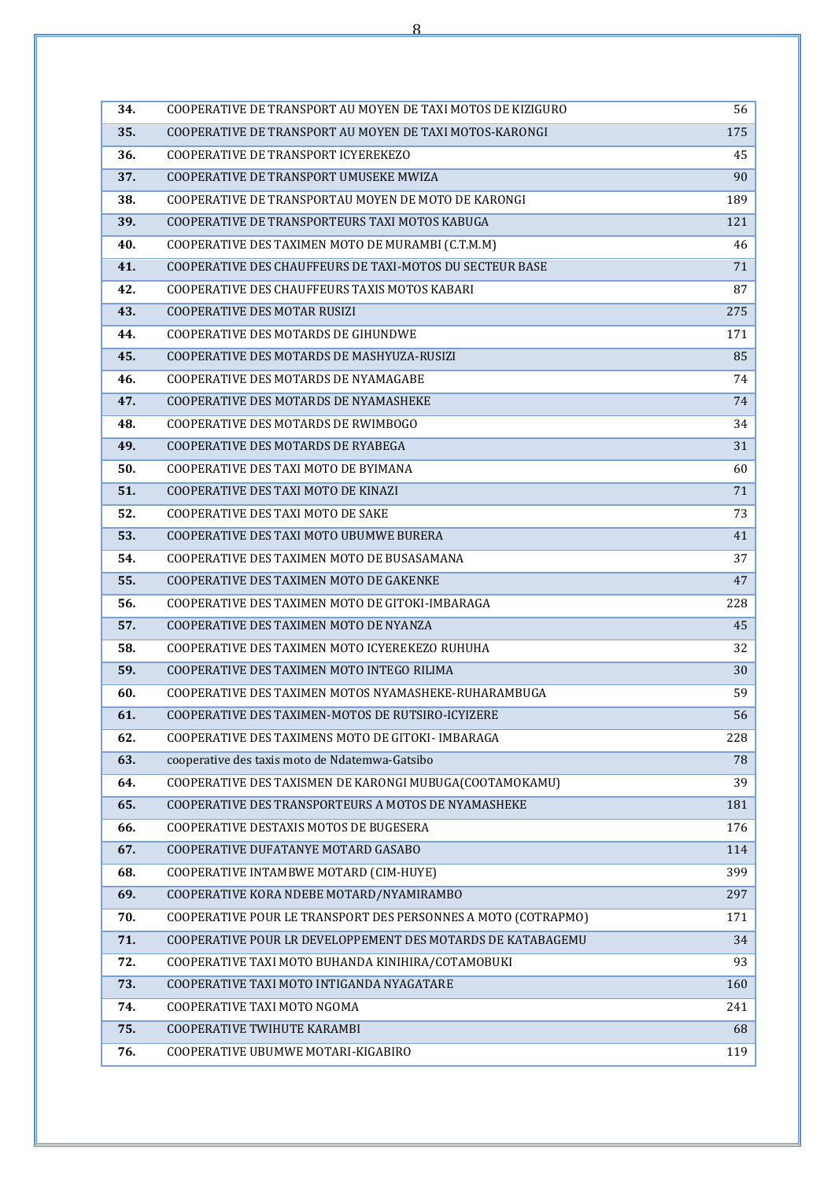| | | |
|---|---|---|
| **34.** | COOPERATIVE DE TRANSPORT AU MOYEN DE TAXI MOTOS DE KIZIGURO | 56 |
| **35.** | COOPERATIVE DE TRANSPORT AU MOYEN DE TAXI MOTOS-KARONGI | 175 |
| **36.** | COOPERATIVE DE TRANSPORT ICYEREKEZO | 45 |
| **37.** | COOPERATIVE DE TRANSPORT UMUSEKE MWIZA | 90 |
| **38.** | COOPERATIVE DE TRANSPORTAU MOYEN DE MOTO DE KARONGI | 189 |
| **39.** | COOPERATIVE DE TRANSPORTEURS TAXI MOTOS KABUGA | 121 |
| **40.** | COOPERATIVE DES TAXIMEN MOTO DE MURAMBI (C.T.M.M) | 46 |
| **41.** | COOPERATIVE DES CHAUFFEURS DE TAXI-MOTOS DU SECTEUR BASE | 71 |
| **42.** | COOPERATIVE DES CHAUFFEURS TAXIS MOTOS KABARI | 87 |
| **43.** | COOPERATIVE DES MOTAR RUSIZI | 275 |
| **44.** | COOPERATIVE DES MOTARDS DE GIHUNDWE | 171 |
| **45.** | COOPERATIVE DES MOTARDS DE MASHYUZA-RUSIZI | 85 |
| **46.** | COOPERATIVE DES MOTARDS DE NYAMAGABE | 74 |
| **47.** | COOPERATIVE DES MOTARDS DE NYAMASHEKE | 74 |
| **48.** | COOPERATIVE DES MOTARDS DE RWIMBOGO | 34 |
| **49.** | COOPERATIVE DES MOTARDS DE RYABEGA | 31 |
| **50.** | COOPERATIVE DES TAXI MOTO DE BYIMANA | 60 |
| **51.** | COOPERATIVE DES TAXI MOTO DE KINAZI | 71 |
| **52.** | COOPERATIVE DES TAXI MOTO DE SAKE | 73 |
| **53.** | COOPERATIVE DES TAXI MOTO UBUMWE BURERA | 41 |
| **54.** | COOPERATIVE DES TAXIMEN MOTO DE BUSASAMANA | 37 |
| **55.** | COOPERATIVE DES TAXIMEN MOTO DE GAKENKE | 47 |
| **56.** | COOPERATIVE DES TAXIMEN MOTO DE GITOKI-IMBARAGA | 228 |
| **57.** | COOPERATIVE DES TAXIMEN MOTO DE NYANZA | 45 |
| **58.** | COOPERATIVE DES TAXIMEN MOTO ICYEREKEZO RUHUHA | 32 |
| **59.** | COOPERATIVE DES TAXIMEN MOTO INTEGO RILIMA | 30 |
| **60.** | COOPERATIVE DES TAXIMEN MOTOS NYAMASHEKE-RUHARAMBUGA | 59 |
| **61.** | COOPERATIVE DES TAXIMEN-MOTOS DE RUTSIRO-ICYIZERE | 56 |
| **62.** | COOPERATIVE DES TAXIMENS MOTO DE GITOKI- IMBARAGA | 228 |
| **63.** | cooperative des taxis moto de Ndatemwa-Gatsibo | 78 |
| **64.** | COOPERATIVE DES TAXISMEN DE KARONGI MUBUGA(COOTAMOKAMU) | 39 |
| **65.** | COOPERATIVE DES TRANSPORTEURS A MOTOS DE NYAMASHEKE | 181 |
| **66.** | COOPERATIVE DESTAXIS MOTOS DE BUGESERA | 176 |
| **67.** | COOPERATIVE DUFATANYE MOTARD GASABO | 114 |
| **68.** | COOPERATIVE INTAMBWE MOTARD (CIM-HUYE) | 399 |
| **69.** | COOPERATIVE KORA NDEBE MOTARD/NYAMIRAMBO | 297 |
| **70.** | COOPERATIVE POUR LE TRANSPORT DES PERSONNES A MOTO (COTRAPMO) | 171 |
| **71.** | COOPERATIVE POUR LR DEVELOPPEMENT DES MOTARDS DE KATABAGEMU | 34 |
| **72.** | COOPERATIVE TAXI MOTO BUHANDA KINIHIRA/COTAMOBUKI | 93 |
| **73.** | COOPERATIVE TAXI MOTO INTIGANDA NYAGATARE | 160 |
| **74.** | COOPERATIVE TAXI MOTO NGOMA | 241 |
| **75.** | COOPERATIVE TWIHUTE KARAMBI | 68 |
| **76.** | COOPERATIVE UBUMWE MOTARI-KIGABIRO | 119 |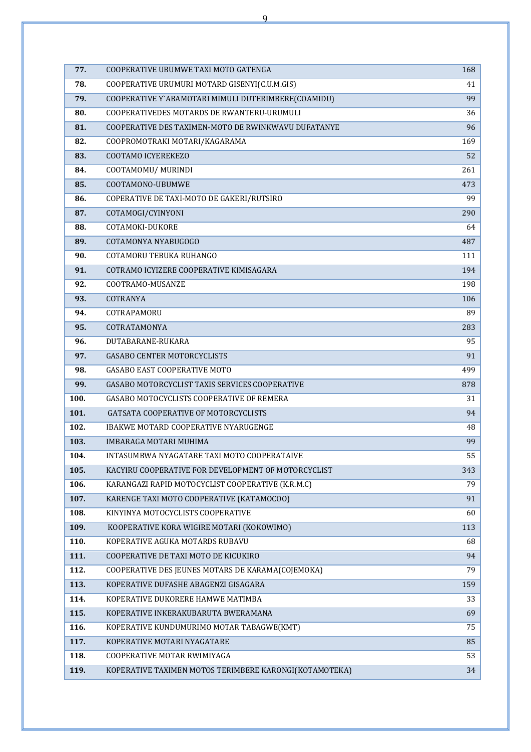| | | |
|---|---|---|
| **77.** | COOPERATIVE UBUMWE TAXI MOTO GATENGA | 168 |
| **78.** | COOPERATIVE URUMURI MOTARD GISENYI(C.U.M.GIS) | 41 |
| **79.** | COOPERATIVE Y`ABAMOTARI MIMULI DUTERIMBERE(COAMIDU) | 99 |
| **80.** | COOPERATIVEDES MOTARDS DE RWANTERU-URUMULI | 36 |
| **81.** | COOPERATIVE DES TAXIMEN-MOTO DE RWINKWAVU DUFATANYE | 96 |
| **82.** | COOPROMOTRAKI MOTARI/KAGARAMA | 169 |
| **83.** | COOTAMO ICYEREKEZO | 52 |
| **84.** | COOTAMOMU/ MURINDI | 261 |
| **85.** | COOTAMONO-UBUMWE | 473 |
| **86.** | COPERATIVE DE TAXI-MOTO DE GAKERI/RUTSIRO | 99 |
| **87.** | COTAMOGI/CYINYONI | 290 |
| **88.** | COTAMOKI-DUKORE | 64 |
| **89.** | COTAMONYA NYABUGOGO | 487 |
| **90.** | COTAMORU TEBUKA RUHANGO | 111 |
| **91.** | COTRAMO ICYIZERE COOPERATIVE KIMISAGARA | 194 |
| **92.** | COOTRAMO-MUSANZE | 198 |
| **93.** | COTRANYA | 106 |
| **94.** | COTRAPAMORU | 89 |
| **95.** | COTRATAMONYA | 283 |
| **96.** | DUTABARANE-RUKARA | 95 |
| **97.** | GASABO CENTER MOTORCYCLISTS | 91 |
| **98.** | GASABO EAST COOPERATIVE MOTO | 499 |
| **99.** | GASABO MOTORCYCLIST TAXIS SERVICES COOPERATIVE | 878 |
| **100.** | GASABO MOTOCYCLISTS COOPERATIVE OF REMERA | 31 |
| **101.** | GATSATA COOPERATIVE OF MOTORCYCLISTS | 94 |
| **102.** | IBAKWE MOTARD COOPERATIVE NYARUGENGE | 48 |
| **103.** | IMBARAGA MOTARI MUHIMA | 99 |
| **104.** | INTASUMBWA NYAGATARE TAXI MOTO COOPERATAIVE | 55 |
| **105.** | KACYIRU COOPERATIVE FOR DEVELOPMENT OF MOTORCYCLIST | 343 |
| **106.** | KARANGAZI RAPID MOTOCYCLIST COOPERATIVE (K.R.M.C) | 79 |
| **107.** | KARENGE TAXI MOTO COOPERATIVE (KATAMOCOO) | 91 |
| **108.** | KINYINYA MOTOCYCLISTS COOPERATIVE | 60 |
| **109.** | KOOPERATIVE KORA WIGIRE MOTARI (KOKOWIMO) | 113 |
| **110.** | KOPERATIVE AGUKA MOTARDS RUBAVU | 68 |
| **111.** | COOPERATIVE DE TAXI MOTO DE KICUKIRO | 94 |
| **112.** | COOPERATIVE DES JEUNES MOTARS DE KARAMA(COJEMOKA) | 79 |
| **113.** | KOPERATIVE DUFASHE ABAGENZI GISAGARA | 159 |
| **114.** | KOPERATIVE DUKORERE HAMWE MATIMBA | 33 |
| **115.** | KOPERATIVE INKERAKUBARUTA BWERAMANA | 69 |
| **116.** | KOPERATIVE KUNDUMURIMO MOTAR TABAGWE(KMT) | 75 |
| **117.** | KOPERATIVE MOTARI NYAGATARE | 85 |
| **118.** | COOPERATIVE MOTAR RWIMIYAGA | 53 |
| **119.** | KOPERATIVE TAXIMEN MOTOS TERIMBERE KARONGI(KOTAMOTEKA) | 34 |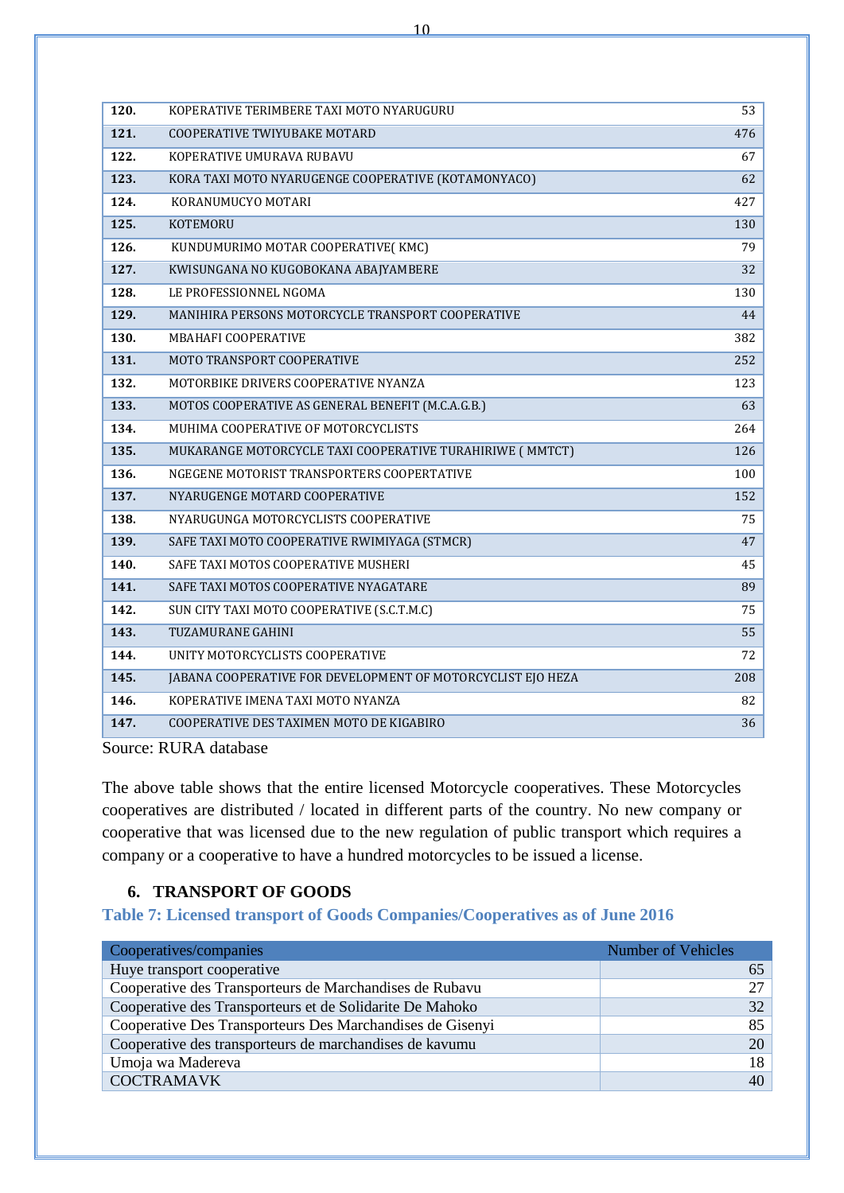| | | |
|---|---|---|
| **120.** | KOPERATIVE TERIMBERE TAXI MOTO NYARUGURU | 53 |
| **121.** | COOPERATIVE TWIYUBAKE MOTARD | 476 |
| **122.** | KOPERATIVE UMURAVA RUBAVU | 67 |
| **123.** | KORA TAXI MOTO NYARUGENGE COOPERATIVE (KOTAMONYACO) | 62 |
| **124.** | KORANUMUCYO MOTARI | 427 |
| **125.** | KOTEMORU | 130 |
| **126.** | KUNDUMURIMO MOTAR COOPERATIVE( KMC) | 79 |
| **127.** | KWISUNGANA NO KUGOBOKANA ABAJYAMBERE | 32 |
| **128.** | LE PROFESSIONNEL NGOMA | 130 |
| **129.** | MANIHIRA PERSONS MOTORCYCLE TRANSPORT COOPERATIVE | 44 |
| **130.** | MBAHAFI COOPERATIVE | 382 |
| **131.** | MOTO TRANSPORT COOPERATIVE | 252 |
| **132.** | MOTORBIKE DRIVERS COOPERATIVE NYANZA | 123 |
| **133.** | MOTOS COOPERATIVE AS GENERAL BENEFIT (M.C.A.G.B.) | 63 |
| **134.** | MUHIMA COOPERATIVE OF MOTORCYCLISTS | 264 |
| **135.** | MUKARANGE MOTORCYCLE TAXI COOPERATIVE TURAHIRIWE ( MMTCT) | 126 |
| **136.** | NGEGENE MOTORIST TRANSPORTERS COOPERTATIVE | 100 |
| **137.** | NYARUGENGE MOTARD COOPERATIVE | 152 |
| **138.** | NYARUGUNGA MOTORCYCLISTS COOPERATIVE | 75 |
| **139.** | SAFE TAXI MOTO COOPERATIVE RWIMIYAGA (STMCR) | 47 |
| **140.** | SAFE TAXI MOTOS COOPERATIVE MUSHERI | 45 |
| **141.** | SAFE TAXI MOTOS COOPERATIVE NYAGATARE | 89 |
| **142.** | SUN CITY TAXI MOTO COOPERATIVE (S.C.T.M.C) | 75 |
| **143.** | TUZAMURANE GAHINI | 55 |
| **144.** | UNITY MOTORCYCLISTS COOPERATIVE | 72 |
| **145.** | JABANA COOPERATIVE FOR DEVELOPMENT OF MOTORCYCLIST EJO HEZA | 208 |
| **146.** | KOPERATIVE IMENA TAXI MOTO NYANZA | 82 |
| **147.** | COOPERATIVE DES TAXIMEN MOTO DE KIGABIRO | 36 |

Source: RURA database

The above table shows that the entire licensed Motorcycle cooperatives. These Motorcycles cooperatives are distributed / located in different parts of the country. No new company or cooperative that was licensed due to the new regulation of public transport which requires a company or a cooperative to have a hundred motorcycles to be issued a license.

## 6. TRANSPORT OF GOODS

### Table 7: Licensed transport of Goods Companies/Cooperatives as of June 2016

| Cooperatives/companies | Number of Vehicles |
|---|---|
| Huye transport cooperative | 65 |
| Cooperative des Transporteurs de Marchandises de Rubavu | 27 |
| Cooperative des Transporteurs et de Solidarite De Mahoko | 32 |
| Cooperative Des Transporteurs Des Marchandises de Gisenyi | 85 |
| Cooperative des transporteurs de marchandises de kavumu | 20 |
| Umoja wa Madereva | 18 |
| COCTRAMAVK | 40 |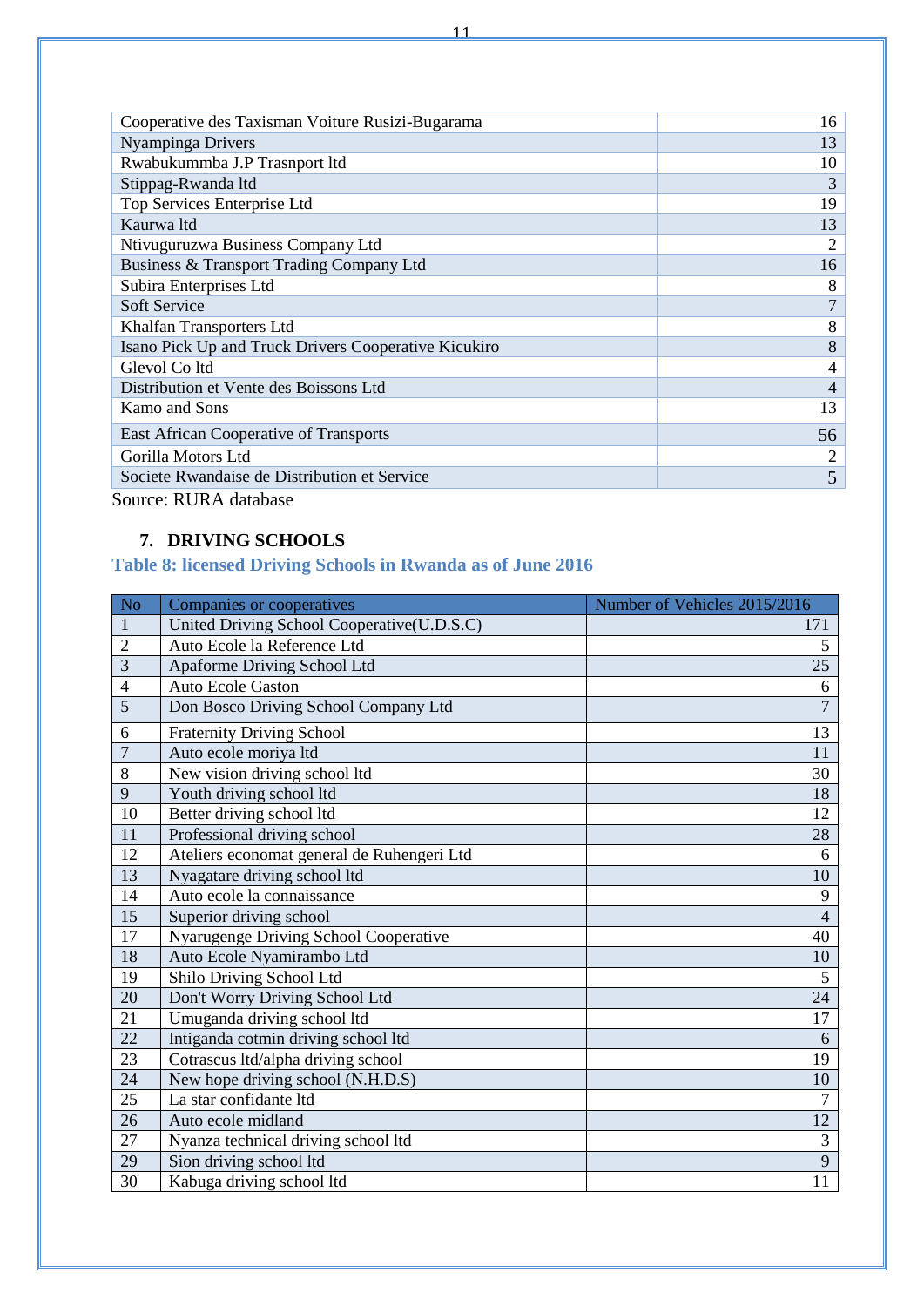| | |
|---|---|
| Cooperative des Taxisman Voiture Rusizi-Bugarama | 16 |
| Nyampinga Drivers | 13 |
| Rwabukummba J.P Trasnport ltd | 10 |
| Stippag-Rwanda ltd | 3 |
| Top Services Enterprise Ltd | 19 |
| Kaurwa ltd | 13 |
| Ntivuguruzwa Business Company Ltd | 2 |
| Business & Transport Trading Company Ltd | 16 |
| Subira Enterprises Ltd | 8 |
| Soft Service | 7 |
| Khalfan Transporters Ltd | 8 |
| Isano Pick Up and Truck Drivers Cooperative Kicukiro | 8 |
| Glevol Co ltd | 4 |
| Distribution et Vente des Boissons Ltd | 4 |
| Kamo and Sons | 13 |
| East African Cooperative of Transports | 56 |
| Gorilla Motors Ltd | 2 |
| Societe Rwandaise de Distribution et Service | 5 |

Source: RURA database

## 7. DRIVING SCHOOLS

### Table 8: licensed Driving Schools in Rwanda as of June 2016

| No | Companies or cooperatives | Number of Vehicles 2015/2016 |
|---|---|---|
| 1 | United Driving School Cooperative(U.D.S.C) | 171 |
| 2 | Auto Ecole la Reference Ltd | 5 |
| 3 | Apaforme Driving School Ltd | 25 |
| 4 | Auto Ecole Gaston | 6 |
| 5 | Don Bosco Driving School Company Ltd | 7 |
| 6 | Fraternity Driving School | 13 |
| 7 | Auto ecole moriya ltd | 11 |
| 8 | New vision driving school ltd | 30 |
| 9 | Youth driving school ltd | 18 |
| 10 | Better driving school ltd | 12 |
| 11 | Professional driving school | 28 |
| 12 | Ateliers economat general de Ruhengeri Ltd | 6 |
| 13 | Nyagatare driving school ltd | 10 |
| 14 | Auto ecole la connaissance | 9 |
| 15 | Superior driving school | 4 |
| 17 | Nyarugenge Driving School Cooperative | 40 |
| 18 | Auto Ecole Nyamirambo Ltd | 10 |
| 19 | Shilo Driving School Ltd | 5 |
| 20 | Don't Worry Driving School Ltd | 24 |
| 21 | Umuganda driving school ltd | 17 |
| 22 | Intiganda cotmin driving school ltd | 6 |
| 23 | Cotrascus ltd/alpha driving school | 19 |
| 24 | New hope driving school (N.H.D.S) | 10 |
| 25 | La star confidante ltd | 7 |
| 26 | Auto ecole midland | 12 |
| 27 | Nyanza technical driving school ltd | 3 |
| 29 | Sion driving school ltd | 9 |
| 30 | Kabuga driving school ltd | 11 |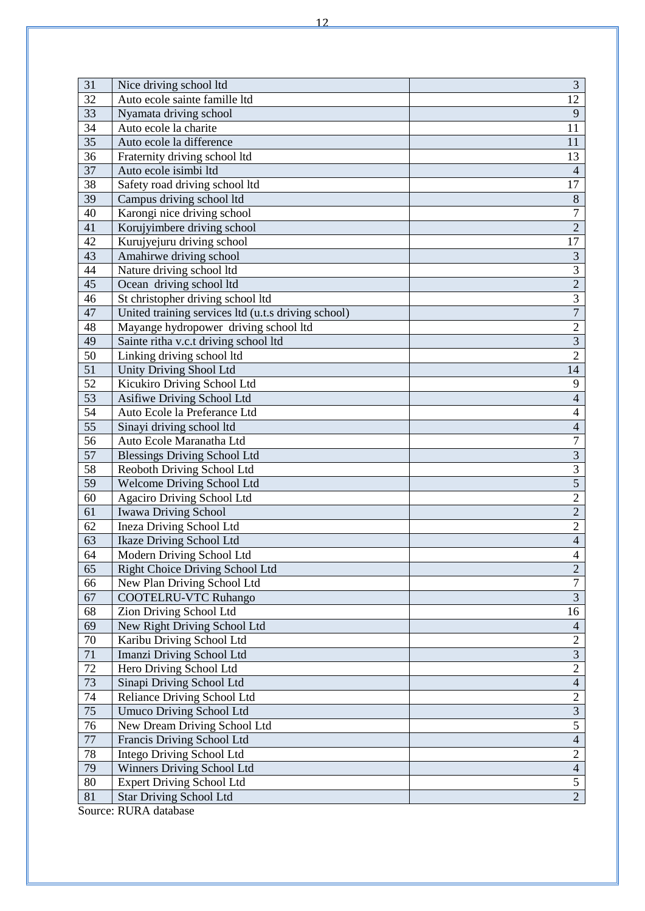| | | |
|---|---|---|
| 31 | Nice driving school ltd | 3 |
| 32 | Auto ecole sainte famille ltd | 12 |
| 33 | Nyamata driving school | 9 |
| 34 | Auto ecole la charite | 11 |
| 35 | Auto ecole la difference | 11 |
| 36 | Fraternity driving school ltd | 13 |
| 37 | Auto ecole isimbi ltd | 4 |
| 38 | Safety road driving school ltd | 17 |
| 39 | Campus driving school ltd | 8 |
| 40 | Karongi nice driving school | 7 |
| 41 | Korujyimbere driving school | 2 |
| 42 | Kurujyejuru driving school | 17 |
| 43 | Amahirwe driving school | 3 |
| 44 | Nature driving school ltd | 3 |
| 45 | Ocean driving school ltd | 2 |
| 46 | St christopher driving school ltd | 3 |
| 47 | United training services ltd (u.t.s driving school) | 7 |
| 48 | Mayange hydropower driving school ltd | 2 |
| 49 | Sainte ritha v.c.t driving school ltd | 3 |
| 50 | Linking driving school ltd | 2 |
| 51 | Unity Driving Shool Ltd | 14 |
| 52 | Kicukiro Driving School Ltd | 9 |
| 53 | Asifiwe Driving School Ltd | 4 |
| 54 | Auto Ecole la Preferance Ltd | 4 |
| 55 | Sinayi driving school ltd | 4 |
| 56 | Auto Ecole Maranatha Ltd | 7 |
| 57 | Blessings Driving School Ltd | 3 |
| 58 | Reoboth Driving School Ltd | 3 |
| 59 | Welcome Driving School Ltd | 5 |
| 60 | Agaciro Driving School Ltd | 2 |
| 61 | Iwawa Driving School | 2 |
| 62 | Ineza Driving School Ltd | 2 |
| 63 | Ikaze Driving School Ltd | 4 |
| 64 | Modern Driving School Ltd | 4 |
| 65 | Right Choice Driving School Ltd | 2 |
| 66 | New Plan Driving School Ltd | 7 |
| 67 | COOTELRU-VTC Ruhango | 3 |
| 68 | Zion Driving School Ltd | 16 |
| 69 | New Right Driving School Ltd | 4 |
| 70 | Karibu Driving School Ltd | 2 |
| 71 | Imanzi Driving School Ltd | 3 |
| 72 | Hero Driving School Ltd | 2 |
| 73 | Sinapi Driving School Ltd | 4 |
| 74 | Reliance Driving School Ltd | 2 |
| 75 | Umuco Driving School Ltd | 3 |
| 76 | New Dream Driving School Ltd | 5 |
| 77 | Francis Driving School Ltd | 4 |
| 78 | Intego Driving School Ltd | 2 |
| 79 | Winners Driving School Ltd | 4 |
| 80 | Expert Driving School Ltd | 5 |
| 81 | Star Driving School Ltd | 2 |

Source: RURA database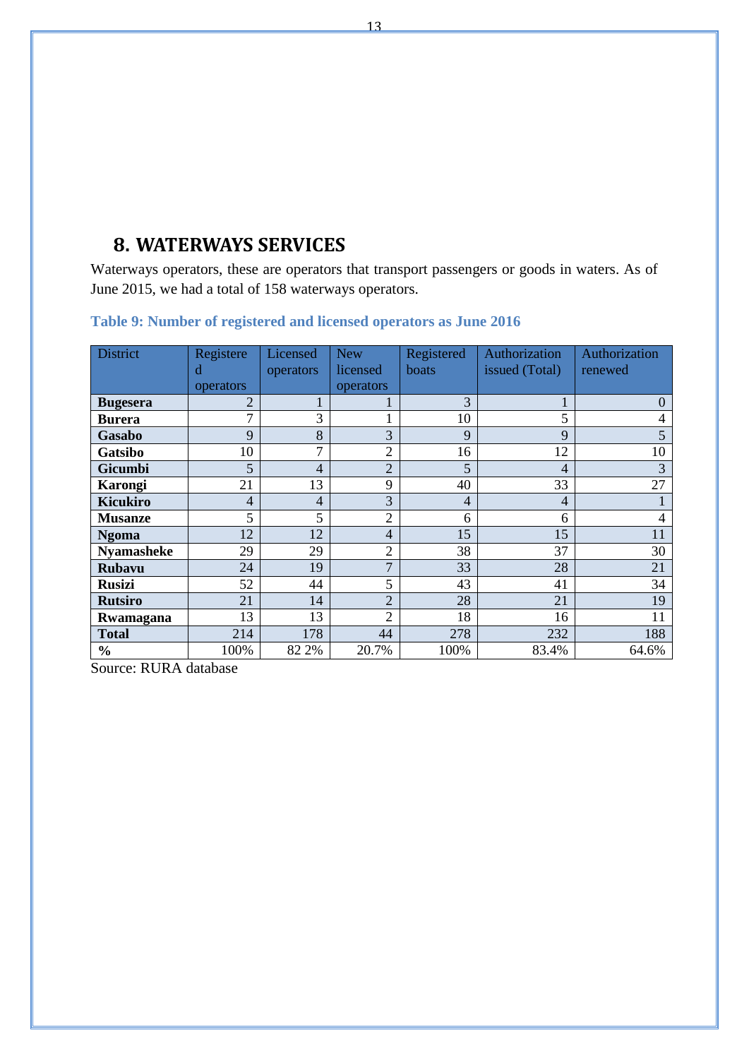## 8. WATERWAYS SERVICES

Waterways operators, these are operators that transport passengers or goods in waters. As of June 2015, we had a total of 158 waterways operators.

**Table 9: Number of registered and licensed operators as June 2016**

| District | Registered operators | Licensed operators | New licensed operators | Registered boats | Authorization issued (Total) | Authorization renewed |
|---|---|---|---|---|---|---|
| **Bugesera** | 2 | 1 | 1 | 3 | 1 | 0 |
| **Burera** | 7 | 3 | 1 | 10 | 5 | 4 |
| **Gasabo** | 9 | 8 | 3 | 9 | 9 | 5 |
| **Gatsibo** | 10 | 7 | 2 | 16 | 12 | 10 |
| **Gicumbi** | 5 | 4 | 2 | 5 | 4 | 3 |
| **Karongi** | 21 | 13 | 9 | 40 | 33 | 27 |
| **Kicukiro** | 4 | 4 | 3 | 4 | 4 | 1 |
| **Musanze** | 5 | 5 | 2 | 6 | 6 | 4 |
| **Ngoma** | 12 | 12 | 4 | 15 | 15 | 11 |
| **Nyamasheke** | 29 | 29 | 2 | 38 | 37 | 30 |
| **Rubavu** | 24 | 19 | 7 | 33 | 28 | 21 |
| **Rusizi** | 52 | 44 | 5 | 43 | 41 | 34 |
| **Rutsiro** | 21 | 14 | 2 | 28 | 21 | 19 |
| **Rwamagana** | 13 | 13 | 2 | 18 | 16 | 11 |
| **Total** | 214 | 178 | 44 | 278 | 232 | 188 |
| **%** | 100% | 82 2% | 20.7% | 100% | 83.4% | 64.6% |

Source: RURA database